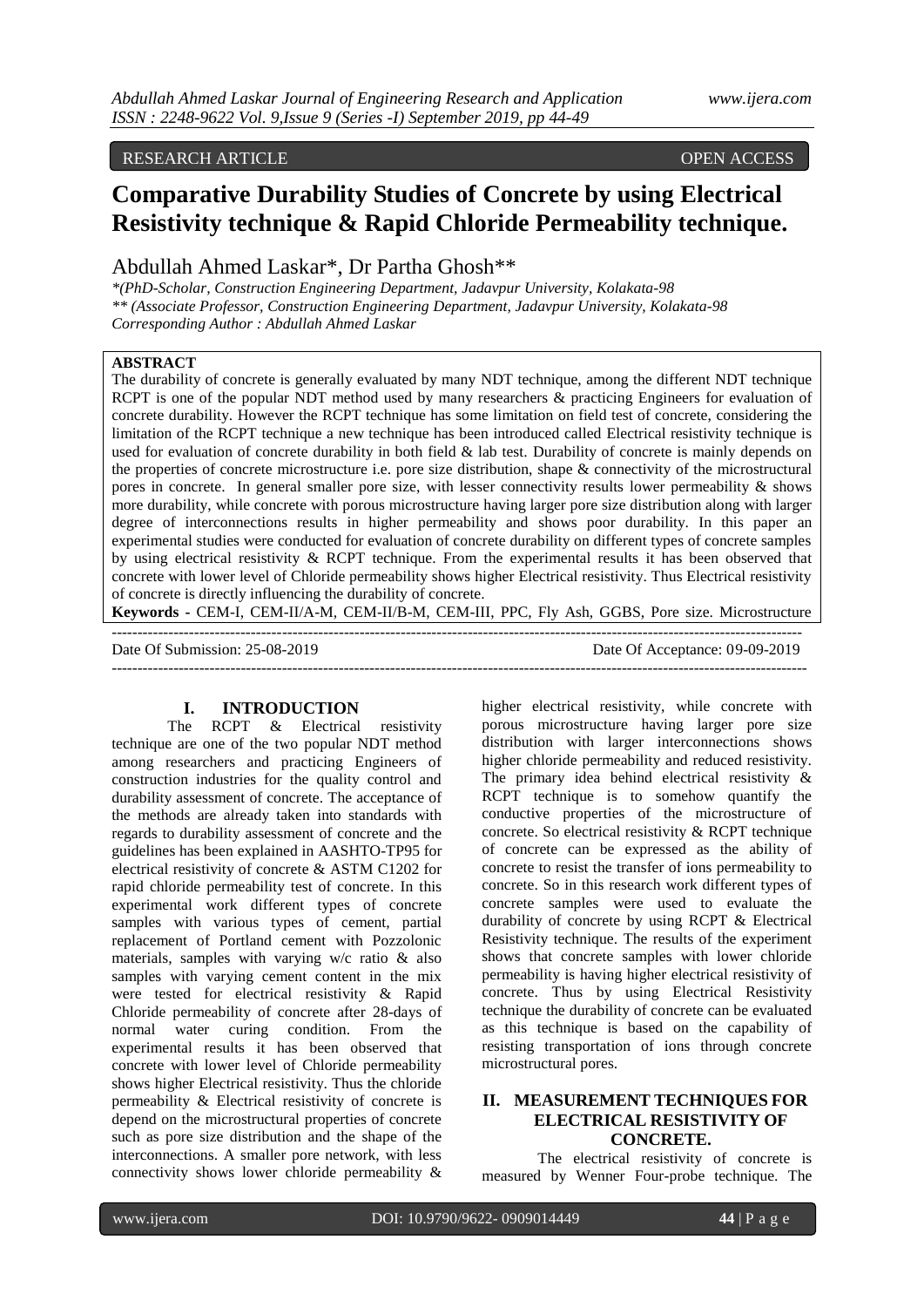RESEARCH ARTICLE OPEN ACCESS

# Comparative Durability Studies of Concrete by using Electrical Resistivity technique & Rapid Chloride Permeability technique.

Abdullah Ahmed Laskar*, Dr Partha Ghosh**

*\*(PhD-Scholar, Construction Engineering Department, Jadavpur University, Kolakata-98*
*\*\* (Associate Professor, Construction Engineering Department, Jadavpur University, Kolakata-98*
*Corresponding Author : Abdullah Ahmed Laskar*

**ABSTRACT**

The durability of concrete is generally evaluated by many NDT technique, among the different NDT technique RCPT is one of the popular NDT method used by many researchers & practicing Engineers for evaluation of concrete durability. However the RCPT technique has some limitation on field test of concrete, considering the limitation of the RCPT technique a new technique has been introduced called Electrical resistivity technique is used for evaluation of concrete durability in both field & lab test. Durability of concrete is mainly depends on the properties of concrete microstructure i.e. pore size distribution, shape & connectivity of the microstructural pores in concrete. In general smaller pore size, with lesser connectivity results lower permeability & shows more durability, while concrete with porous microstructure having larger pore size distribution along with larger degree of interconnections results in higher permeability and shows poor durability. In this paper an experimental studies were conducted for evaluation of concrete durability on different types of concrete samples by using electrical resistivity & RCPT technique. From the experimental results it has been observed that concrete with lower level of Chloride permeability shows higher Electrical resistivity. Thus Electrical resistivity of concrete is directly influencing the durability of concrete.

**Keywords -** CEM-I, CEM-II/A-M, CEM-II/B-M, CEM-III, PPC, Fly Ash, GGBS, Pore size. Microstructure

---

Date Of Submission: 25-08-2019 Date Of Acceptance: 09-09-2019

---

## I. INTRODUCTION

The RCPT & Electrical resistivity technique are one of the two popular NDT method among researchers and practicing Engineers of construction industries for the quality control and durability assessment of concrete. The acceptance of the methods are already taken into standards with regards to durability assessment of concrete and the guidelines has been explained in AASHTO-TP95 for electrical resistivity of concrete & ASTM C1202 for rapid chloride permeability test of concrete. In this experimental work different types of concrete samples with various types of cement, partial replacement of Portland cement with Pozzolonic materials, samples with varying w/c ratio & also samples with varying cement content in the mix were tested for electrical resistivity & Rapid Chloride permeability of concrete after 28-days of normal water curing condition. From the experimental results it has been observed that concrete with lower level of Chloride permeability shows higher Electrical resistivity. Thus the chloride permeability & Electrical resistivity of concrete is depend on the microstructural properties of concrete such as pore size distribution and the shape of the interconnections. A smaller pore network, with less connectivity shows lower chloride permeability & higher electrical resistivity, while concrete with porous microstructure having larger pore size distribution with larger interconnections shows higher chloride permeability and reduced resistivity. The primary idea behind electrical resistivity & RCPT technique is to somehow quantify the conductive properties of the microstructure of concrete. So electrical resistivity & RCPT technique of concrete can be expressed as the ability of concrete to resist the transfer of ions permeability to concrete. So in this research work different types of concrete samples were used to evaluate the durability of concrete by using RCPT & Electrical Resistivity technique. The results of the experiment shows that concrete samples with lower chloride permeability is having higher electrical resistivity of concrete. Thus by using Electrical Resistivity technique the durability of concrete can be evaluated as this technique is based on the capability of resisting transportation of ions through concrete microstructural pores.

## II. MEASUREMENT TECHNIQUES FOR ELECTRICAL RESISTIVITY OF CONCRETE.

The electrical resistivity of concrete is measured by Wenner Four-probe technique. The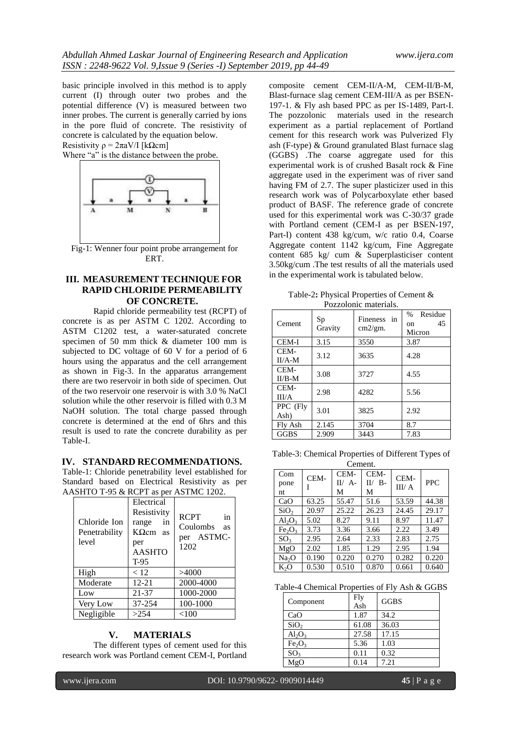basic principle involved in this method is to apply current (I) through outer two probes and the potential difference (V) is measured between two inner probes. The current is generally carried by ions in the pore fluid of concrete. The resistivity of concrete is calculated by the equation below.

Resistivity $\rho = 2\pi aV/I$ [kΩcm]

Where "a" is the distance between the probe.

Fig-1: Wenner four point probe arrangement for ERT.

## III. MEASUREMENT TECHNIQUE FOR RAPID CHLORIDE PERMEABILITY OF CONCRETE.

Rapid chloride permeability test (RCPT) of concrete is as per ASTM C 1202. According to ASTM C1202 test, a water-saturated concrete specimen of 50 mm thick & diameter 100 mm is subjected to DC voltage of 60 V for a period of 6 hours using the apparatus and the cell arrangement as shown in Fig-3. In the apparatus arrangement there are two reservoir in both side of specimen. Out of the two reservoir one reservoir is with 3.0 % NaCl solution while the other reservoir is filled with 0.3 M NaOH solution. The total charge passed through concrete is determined at the end of 6hrs and this result is used to rate the concrete durability as per Table-I.

## IV. STANDARD RECOMMENDATIONS.

Table-1: Chloride penetrability level established for Standard based on Electrical Resistivity as per AASHTO T-95 & RCPT as per ASTMC 1202.

| Chloride Ion Penetrability level | Electrical Resistivity range in KΩcm as per AASHTO T-95 | RCPT in Coulombs as per ASTMC-1202 |
|---|---|---|
| High | < 12 | >4000 |
| Moderate | 12-21 | 2000-4000 |
| Low | 21-37 | 1000-2000 |
| Very Low | 37-254 | 100-1000 |
| Negligible | >254 | <100 |

## V. MATERIALS

The different types of cement used for this research work was Portland cement CEM-I, Portland composite cement CEM-II/A-M, CEM-II/B-M, Blast-furnace slag cement CEM-III/A as per BSEN-197-1. & Fly ash based PPC as per IS-1489, Part-I. The pozzolonic materials used in the research experiment as a partial replacement of Portland cement for this research work was Pulverized Fly ash (F-type) & Ground granulated Blast furnace slag (GGBS) .The coarse aggregate used for this experimental work is of crushed Basalt rock & Fine aggregate used in the experiment was of river sand having FM of 2.7. The super plasticizer used in this research work was of Polycarboxylate ether based product of BASF. The reference grade of concrete used for this experimental work was C-30/37 grade with Portland cement (CEM-I as per BSEN-197, Part-I) content 438 kg/cum, w/c ratio 0.4, Coarse Aggregate content 1142 kg/cum, Fine Aggregate content 685 kg/ cum & Superplasticiser content 3.50kg/cum .The test results of all the materials used in the experimental work is tabulated below.

Table-2: Physical Properties of Cement & Pozzolonic materials.

| Cement | Sp Gravity | Fineness in cm2/gm. | % Residue on 45 Micron |
|---|---|---|---|
| CEM-I | 3.15 | 3550 | 3.87 |
| CEM-II/A-M | 3.12 | 3635 | 4.28 |
| CEM-II/B-M | 3.08 | 3727 | 4.55 |
| CEM-III/A | 2.98 | 4282 | 5.56 |
| PPC (Fly Ash) | 3.01 | 3825 | 2.92 |
| Fly Ash | 2.145 | 3704 | 8.7 |
| GGBS | 2.909 | 3443 | 7.83 |

Table-3: Chemical Properties of Different Types of Cement.

| Component | CEM-I | CEM-II/ A-M | CEM-II/ B-M | CEM-III/ A | PPC |
|---|---|---|---|---|---|
| CaO | 63.25 | 55.47 | 51.6 | 53.59 | 44.38 |
| $SiO_2$ | 20.97 | 25.22 | 26.23 | 24.45 | 29.17 |
| $Al_2O_3$ | 5.02 | 8.27 | 9.11 | 8.97 | 11.47 |
| $Fe_2O_3$ | 3.73 | 3.36 | 3.66 | 2.22 | 3.49 |
| $SO_3$ | 2.95 | 2.64 | 2.33 | 2.83 | 2.75 |
| MgO | 2.02 | 1.85 | 1.29 | 2.95 | 1.94 |
| $Na_2O$ | 0.190 | 0.220 | 0.270 | 0.282 | 0.220 |
| $K_2O$ | 0.530 | 0.510 | 0.870 | 0.661 | 0.640 |

Table-4 Chemical Properties of Fly Ash & GGBS

| Component | Fly Ash | GGBS |
|---|---|---|
| CaO | 1.87 | 34.2 |
| $SiO_2$ | 61.08 | 36.03 |
| $Al_2O_3$ | 27.58 | 17.15 |
| $Fe_2O_3$ | 5.36 | 1.03 |
| $SO_3$ | 0.11 | 0.32 |
| MgO | 0.14 | 7.21 |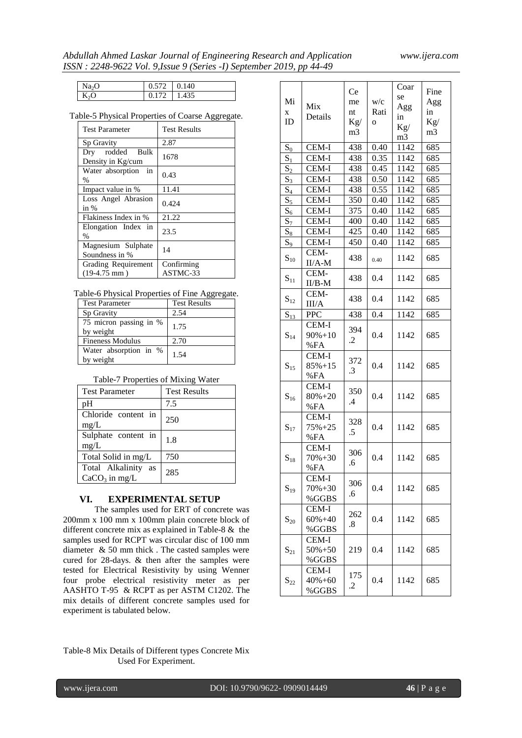| | | |
|---|---|---|
| $Na_2O$ | 0.572 | 0.140 |
| $K_2O$ | 0.172 | 1.435 |

Table-5 Physical Properties of Coarse Aggregate.

| Test Parameter | Test Results |
|---|---|
| Sp Gravity | 2.87 |
| Dry rodded Bulk Density in Kg/cum | 1678 |
| Water absorption in % | 0.43 |
| Impact value in % | 11.41 |
| Loss Angel Abrasion in % | 0.424 |
| Flakiness Index in % | 21.22 |
| Elongation Index in % | 23.5 |
| Magnesium Sulphate Soundness in % | 14 |
| Grading Requirement (19-4.75 mm ) | Confirming ASTMC-33 |

Table-6 Physical Properties of Fine Aggregate.

| Test Parameter | Test Results |
|---|---|
| Sp Gravity | 2.54 |
| 75 micron passing in % by weight | 1.75 |
| Fineness Modulus | 2.70 |
| Water absorption in % by weight | 1.54 |

Table-7 Properties of Mixing Water

| Test Parameter | Test Results |
|---|---|
| pH | 7.5 |
| Chloride content in mg/L | 250 |
| Sulphate content in mg/L | 1.8 |
| Total Solid in mg/L | 750 |
| Total Alkalinity as $CaCO_3$ in mg/L | 285 |

## VI. EXPERIMENTAL SETUP

The samples used for ERT of concrete was 200mm x 100 mm x 100mm plain concrete block of different concrete mix as explained in Table-8 & the samples used for RCPT was circular disc of 100 mm diameter & 50 mm thick . The casted samples were cured for 28-days. & then after the samples were tested for Electrical Resistivity by using Wenner four probe electrical resistivity meter as per AASHTO T-95 & RCPT as per ASTM C1202. The mix details of different concrete samples used for experiment is tabulated below.

Table-8 Mix Details of Different types Concrete Mix Used For Experiment.

| Mix ID | Mix Details | Cement Kg/m3 | w/c Ratio | Coarse Agg in Kg/m3 | Fine Agg in Kg/m3 |
|---|---|---|---|---|---|
| $S_0$ | CEM-I | 438 | 0.40 | 1142 | 685 |
| $S_1$ | CEM-I | 438 | 0.35 | 1142 | 685 |
| $S_2$ | CEM-I | 438 | 0.45 | 1142 | 685 |
| $S_3$ | CEM-I | 438 | 0.50 | 1142 | 685 |
| $S_4$ | CEM-I | 438 | 0.55 | 1142 | 685 |
| $S_5$ | CEM-I | 350 | 0.40 | 1142 | 685 |
| $S_6$ | CEM-I | 375 | 0.40 | 1142 | 685 |
| $S_7$ | CEM-I | 400 | 0.40 | 1142 | 685 |
| $S_8$ | CEM-I | 425 | 0.40 | 1142 | 685 |
| $S_9$ | CEM-I | 450 | 0.40 | 1142 | 685 |
| $S_{10}$ | CEM-II/A-M | 438 | 0.40 | 1142 | 685 |
| $S_{11}$ | CEM-II/B-M | 438 | 0.4 | 1142 | 685 |
| $S_{12}$ | CEM-III/A | 438 | 0.4 | 1142 | 685 |
| $S_{13}$ | PPC | 438 | 0.4 | 1142 | 685 |
| $S_{14}$ | CEM-I 90%+10 %FA | 394.2 | 0.4 | 1142 | 685 |
| $S_{15}$ | CEM-I 85%+15 %FA | 372.3 | 0.4 | 1142 | 685 |
| $S_{16}$ | CEM-I 80%+20 %FA | 350.4 | 0.4 | 1142 | 685 |
| $S_{17}$ | CEM-I 75%+25 %FA | 328.5 | 0.4 | 1142 | 685 |
| $S_{18}$ | CEM-I 70%+30 %FA | 306.6 | 0.4 | 1142 | 685 |
| $S_{19}$ | CEM-I 70%+30 %GGBS | 306.6 | 0.4 | 1142 | 685 |
| $S_{20}$ | CEM-I 60%+40 %GGBS | 262.8 | 0.4 | 1142 | 685 |
| $S_{21}$ | CEM-I 50%+50 %GGBS | 219 | 0.4 | 1142 | 685 |
| $S_{22}$ | CEM-I 40%+60 %GGBS | 175.2 | 0.4 | 1142 | 685 |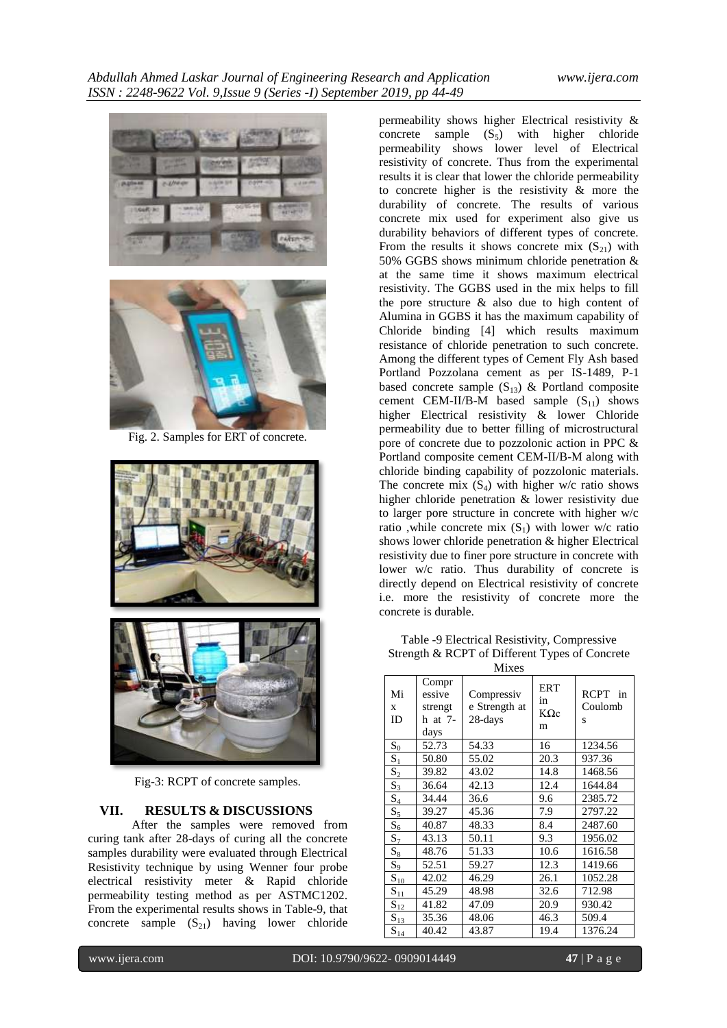Fig. 2. Samples for ERT of concrete.

Fig-3: RCPT of concrete samples.

## VII. RESULTS & DISCUSSIONS

After the samples were removed from curing tank after 28-days of curing all the concrete samples durability were evaluated through Electrical Resistivity technique by using Wenner four probe electrical resistivity meter & Rapid chloride permeability testing method as per ASTMC1202. From the experimental results shows in Table-9, that concrete sample ($S_{21}$) having lower chloride permeability shows higher Electrical resistivity & concrete sample ($S_5$) with higher chloride permeability shows lower level of Electrical resistivity of concrete. Thus from the experimental results it is clear that lower the chloride permeability to concrete higher is the resistivity & more the durability of concrete. The results of various concrete mix used for experiment also give us durability behaviors of different types of concrete. From the results it shows concrete mix ($S_{21}$) with 50% GGBS shows minimum chloride penetration & at the same time it shows maximum electrical resistivity. The GGBS used in the mix helps to fill the pore structure & also due to high content of Alumina in GGBS it has the maximum capability of Chloride binding [4] which results maximum resistance of chloride penetration to such concrete. Among the different types of Cement Fly Ash based Portland Pozzolana cement as per IS-1489, P-1 based concrete sample ($S_{13}$) & Portland composite cement CEM-II/B-M based sample ($S_{11}$) shows higher Electrical resistivity & lower Chloride permeability due to better filling of microstructural pore of concrete due to pozzolonic action in PPC & Portland composite cement CEM-II/B-M along with chloride binding capability of pozzolonic materials. The concrete mix ($S_4$) with higher w/c ratio shows higher chloride penetration & lower resistivity due to larger pore structure in concrete with higher w/c ratio ,while concrete mix ($S_1$) with lower w/c ratio shows lower chloride penetration & higher Electrical resistivity due to finer pore structure in concrete with lower w/c ratio. Thus durability of concrete is directly depend on Electrical resistivity of concrete i.e. more the resistivity of concrete more the concrete is durable.

Table -9 Electrical Resistivity, Compressive Strength & RCPT of Different Types of Concrete Mixes

| Mix ID | Compressive strength at 7-days | Compressive Strength at 28-days | ERT in KΩcm | RCPT in Coulombs |
|---|---|---|---|---|
| $S_0$ | 52.73 | 54.33 | 16 | 1234.56 |
| $S_1$ | 50.80 | 55.02 | 20.3 | 937.36 |
| $S_2$ | 39.82 | 43.02 | 14.8 | 1468.56 |
| $S_3$ | 36.64 | 42.13 | 12.4 | 1644.84 |
| $S_4$ | 34.44 | 36.6 | 9.6 | 2385.72 |
| $S_5$ | 39.27 | 45.36 | 7.9 | 2797.22 |
| $S_6$ | 40.87 | 48.33 | 8.4 | 2487.60 |
| $S_7$ | 43.13 | 50.11 | 9.3 | 1956.02 |
| $S_8$ | 48.76 | 51.33 | 10.6 | 1616.58 |
| $S_9$ | 52.51 | 59.27 | 12.3 | 1419.66 |
| $S_{10}$ | 42.02 | 46.29 | 26.1 | 1052.28 |
| $S_{11}$ | 45.29 | 48.98 | 32.6 | 712.98 |
| $S_{12}$ | 41.82 | 47.09 | 20.9 | 930.42 |
| $S_{13}$ | 35.36 | 48.06 | 46.3 | 509.4 |
| $S_{14}$ | 40.42 | 43.87 | 19.4 | 1376.24 |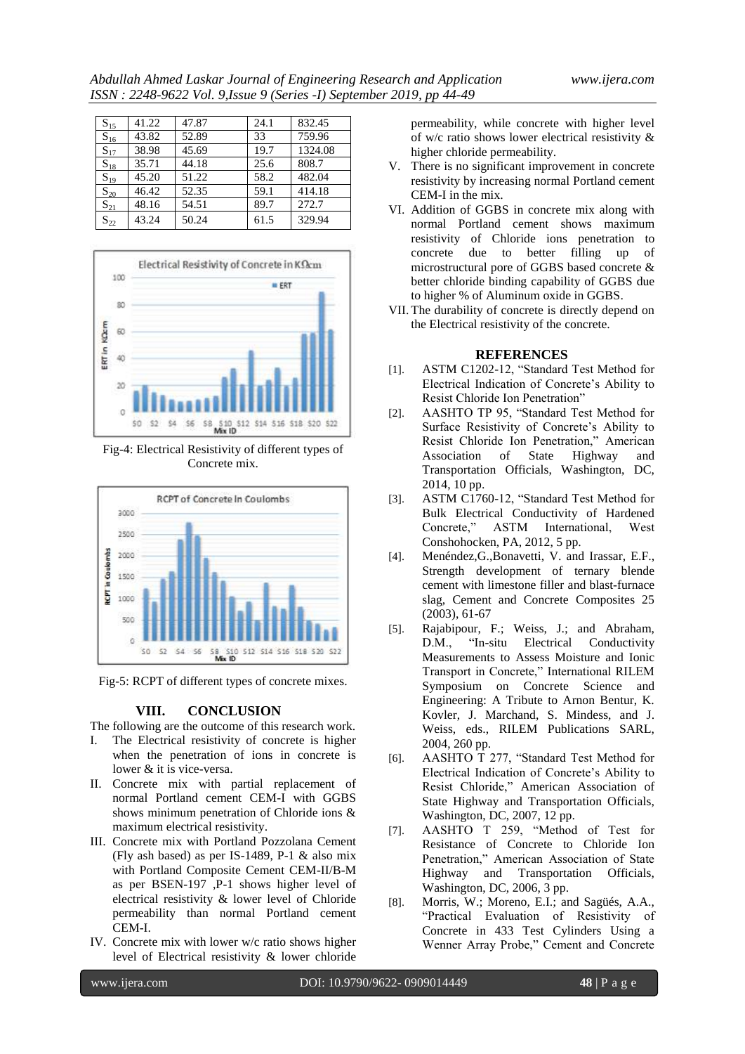| $S_{15}$ | 41.22 | 47.87 | 24.1 | 832.45 |
|---|---|---|---|---|
| $S_{16}$ | 43.82 | 52.89 | 33 | 759.96 |
| $S_{17}$ | 38.98 | 45.69 | 19.7 | 1324.08 |
| $S_{18}$ | 35.71 | 44.18 | 25.6 | 808.7 |
| $S_{19}$ | 45.20 | 51.22 | 58.2 | 482.04 |
| $S_{20}$ | 46.42 | 52.35 | 59.1 | 414.18 |
| $S_{21}$ | 48.16 | 54.51 | 89.7 | 272.7 |
| $S_{22}$ | 43.24 | 50.24 | 61.5 | 329.94 |

Fig-4: Electrical Resistivity of different types of Concrete mix.

Fig-5: RCPT of different types of concrete mixes.

## VIII. CONCLUSION

The following are the outcome of this research work.

I. The Electrical resistivity of concrete is higher when the penetration of ions in concrete is lower & it is vice-versa.
II. Concrete mix with partial replacement of normal Portland cement CEM-I with GGBS shows minimum penetration of Chloride ions & maximum electrical resistivity.
III. Concrete mix with Portland Pozzolana Cement (Fly ash based) as per IS-1489, P-1 & also mix with Portland Composite Cement CEM-II/B-M as per BSEN-197 ,P-1 shows higher level of electrical resistivity & lower level of Chloride permeability than normal Portland cement CEM-I.
IV. Concrete mix with lower w/c ratio shows higher level of Electrical resistivity & lower chloride permeability, while concrete with higher level of w/c ratio shows lower electrical resistivity & higher chloride permeability.
V. There is no significant improvement in concrete resistivity by increasing normal Portland cement CEM-I in the mix.
VI. Addition of GGBS in concrete mix along with normal Portland cement shows maximum resistivity of Chloride ions penetration to concrete due to better filling up of microstructural pore of GGBS based concrete & better chloride binding capability of GGBS due to higher % of Aluminum oxide in GGBS.
VII. The durability of concrete is directly depend on the Electrical resistivity of the concrete.

## REFERENCES

[1]. ASTM C1202-12, "Standard Test Method for Electrical Indication of Concrete's Ability to Resist Chloride Ion Penetration"

[2]. AASHTO TP 95, "Standard Test Method for Surface Resistivity of Concrete's Ability to Resist Chloride Ion Penetration," American Association of State Highway and Transportation Officials, Washington, DC, 2014, 10 pp.

[3]. ASTM C1760-12, "Standard Test Method for Bulk Electrical Conductivity of Hardened Concrete," ASTM International, West Conshohocken, PA, 2012, 5 pp.

[4]. Menéndez,G.,Bonavetti, V. and Irassar, E.F., Strength development of ternary blende cement with limestone filler and blast-furnace slag, Cement and Concrete Composites 25 (2003), 61-67

[5]. Rajabipour, F.; Weiss, J.; and Abraham, D.M., "In-situ Electrical Conductivity Measurements to Assess Moisture and Ionic Transport in Concrete," International RILEM Symposium on Concrete Science and Engineering: A Tribute to Arnon Bentur, K. Kovler, J. Marchand, S. Mindess, and J. Weiss, eds., RILEM Publications SARL, 2004, 260 pp.

[6]. AASHTO T 277, "Standard Test Method for Electrical Indication of Concrete's Ability to Resist Chloride," American Association of State Highway and Transportation Officials, Washington, DC, 2007, 12 pp.

[7]. AASHTO T 259, "Method of Test for Resistance of Concrete to Chloride Ion Penetration," American Association of State Highway and Transportation Officials, Washington, DC, 2006, 3 pp.

[8]. Morris, W.; Moreno, E.I.; and Sagüés, A.A., "Practical Evaluation of Resistivity of Concrete in 433 Test Cylinders Using a Wenner Array Probe," Cement and Concrete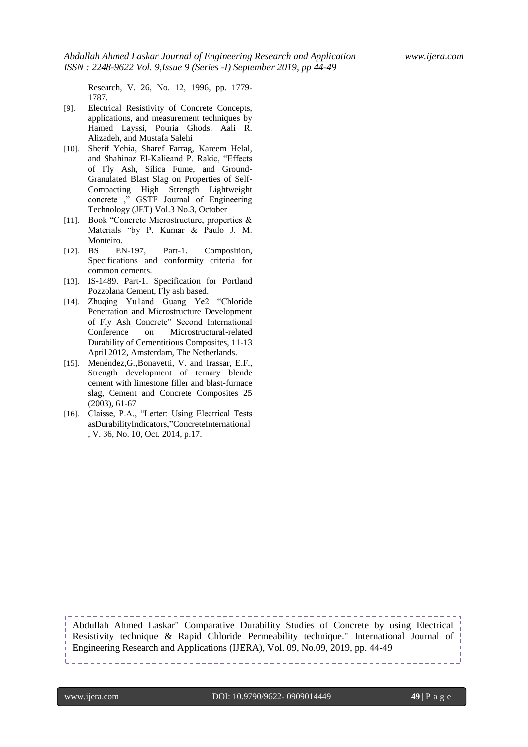Research, V. 26, No. 12, 1996, pp. 1779-1787.

[9]. Electrical Resistivity of Concrete Concepts, applications, and measurement techniques by Hamed Layssi, Pouria Ghods, Aali R. Alizadeh, and Mustafa Salehi

[10]. Sherif Yehia, Sharef Farrag, Kareem Helal, and Shahinaz El-Kalieand P. Rakic, "Effects of Fly Ash, Silica Fume, and Ground-Granulated Blast Slag on Properties of Self-Compacting High Strength Lightweight concrete ," GSTF Journal of Engineering Technology (JET) Vol.3 No.3, October

[11]. Book "Concrete Microstructure, properties & Materials "by P. Kumar & Paulo J. M. Monteiro.

[12]. BS EN-197, Part-1. Composition, Specifications and conformity criteria for common cements.

[13]. IS-1489. Part-1. Specification for Portland Pozzolana Cement, Fly ash based.

[14]. Zhuqing Yu1and Guang Ye2 "Chloride Penetration and Microstructure Development of Fly Ash Concrete" Second International Conference on Microstructural-related Durability of Cementitious Composites, 11-13 April 2012, Amsterdam, The Netherlands.

[15]. Menéndez,G.,Bonavetti, V. and Irassar, E.F., Strength development of ternary blende cement with limestone filler and blast-furnace slag, Cement and Concrete Composites 25 (2003), 61-67

[16]. Claisse, P.A., "Letter: Using Electrical Tests asDurabilityIndicators,"ConcreteInternational , V. 36, No. 10, Oct. 2014, p.17.

Abdullah Ahmed Laskar" Comparative Durability Studies of Concrete by using Electrical Resistivity technique & Rapid Chloride Permeability technique." International Journal of Engineering Research and Applications (IJERA), Vol. 09, No.09, 2019, pp. 44-49